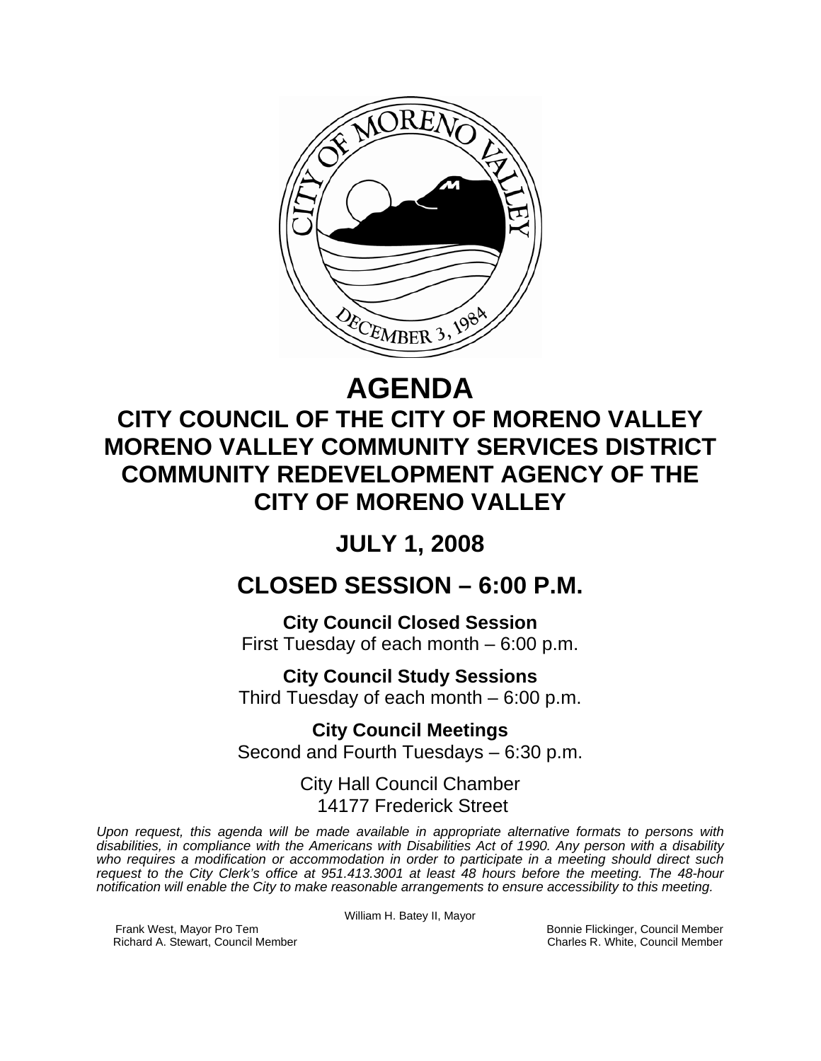# AGENDA

## CITY COUNCIL OF THE CITY OF MORENO VALLEY
## MORENO VALLEY COMMUNITY SERVICES DISTRICT
## COMMUNITY REDEVELOPMENT AGENCY OF THE CITY OF MORENO VALLEY

## JULY 1, 2008

## CLOSED SESSION – 6:00 P.M.

**City Council Closed Session**
First Tuesday of each month – 6:00 p.m.

**City Council Study Sessions**
Third Tuesday of each month – 6:00 p.m.

**City Council Meetings**
Second and Fourth Tuesdays – 6:30 p.m.

City Hall Council Chamber
14177 Frederick Street

*Upon request, this agenda will be made available in appropriate alternative formats to persons with disabilities, in compliance with the Americans with Disabilities Act of 1990. Any person with a disability who requires a modification or accommodation in order to participate in a meeting should direct such request to the City Clerk's office at 951.413.3001 at least 48 hours before the meeting. The 48-hour notification will enable the City to make reasonable arrangements to ensure accessibility to this meeting.*

William H. Batey II, Mayor

Frank West, Mayor Pro Tem
Richard A. Stewart, Council Member
Bonnie Flickinger, Council Member
Charles R. White, Council Member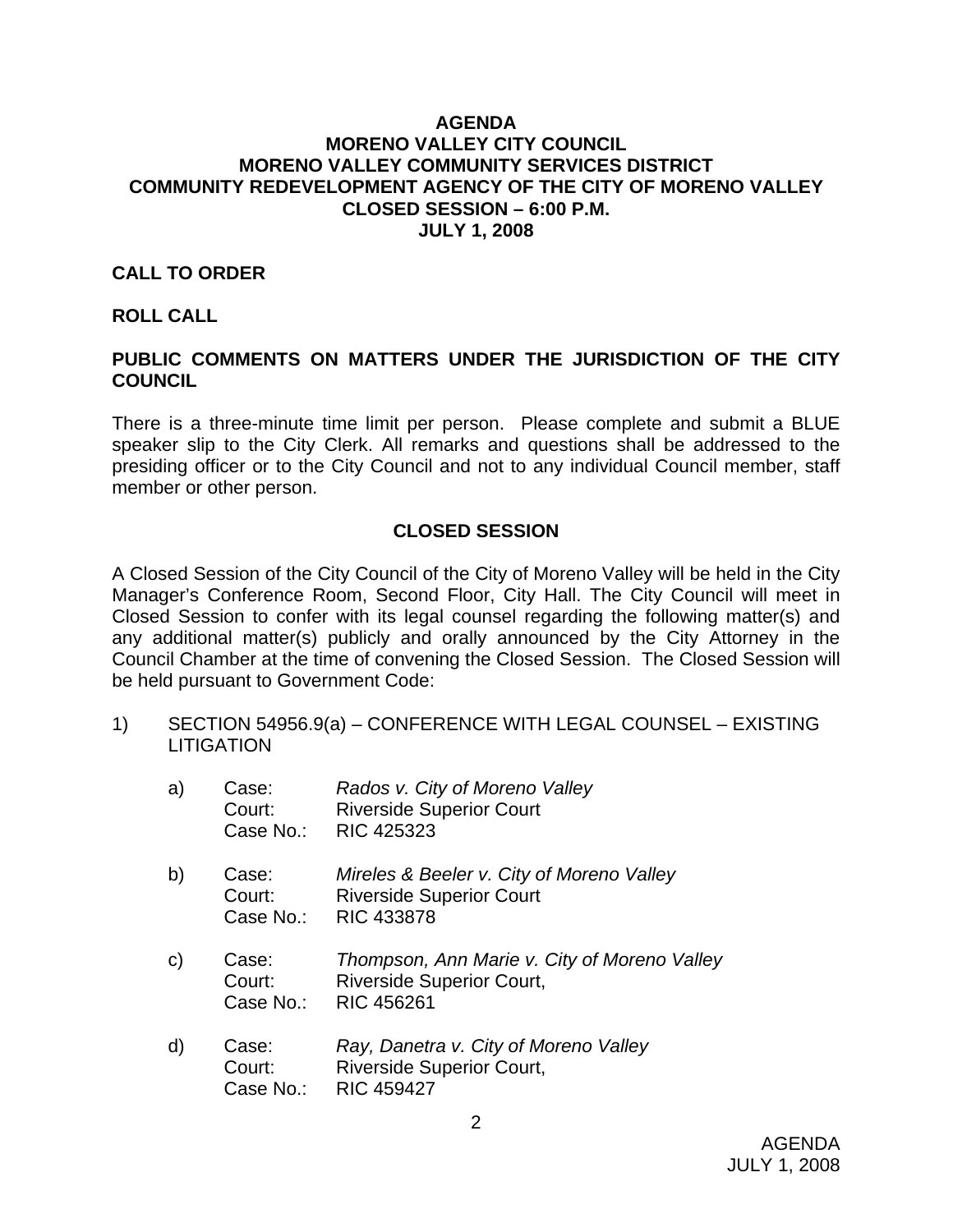**AGENDA**
**MORENO VALLEY CITY COUNCIL**
**MORENO VALLEY COMMUNITY SERVICES DISTRICT**
**COMMUNITY REDEVELOPMENT AGENCY OF THE CITY OF MORENO VALLEY**
**CLOSED SESSION – 6:00 P.M.**
**JULY 1, 2008**

**CALL TO ORDER**

**ROLL CALL**

**PUBLIC COMMENTS ON MATTERS UNDER THE JURISDICTION OF THE CITY COUNCIL**

There is a three-minute time limit per person. Please complete and submit a BLUE speaker slip to the City Clerk. All remarks and questions shall be addressed to the presiding officer or to the City Council and not to any individual Council member, staff member or other person.

**CLOSED SESSION**

A Closed Session of the City Council of the City of Moreno Valley will be held in the City Manager's Conference Room, Second Floor, City Hall. The City Council will meet in Closed Session to confer with its legal counsel regarding the following matter(s) and any additional matter(s) publicly and orally announced by the City Attorney in the Council Chamber at the time of convening the Closed Session. The Closed Session will be held pursuant to Government Code:

1) SECTION 54956.9(a) – CONFERENCE WITH LEGAL COUNSEL – EXISTING LITIGATION

a) Case: *Rados v. City of Moreno Valley*
Court: Riverside Superior Court
Case No.: RIC 425323

b) Case: *Mireles & Beeler v. City of Moreno Valley*
Court: Riverside Superior Court
Case No.: RIC 433878

c) Case: *Thompson, Ann Marie v. City of Moreno Valley*
Court: Riverside Superior Court,
Case No.: RIC 456261

d) Case: *Ray, Danetra v. City of Moreno Valley*
Court: Riverside Superior Court,
Case No.: RIC 459427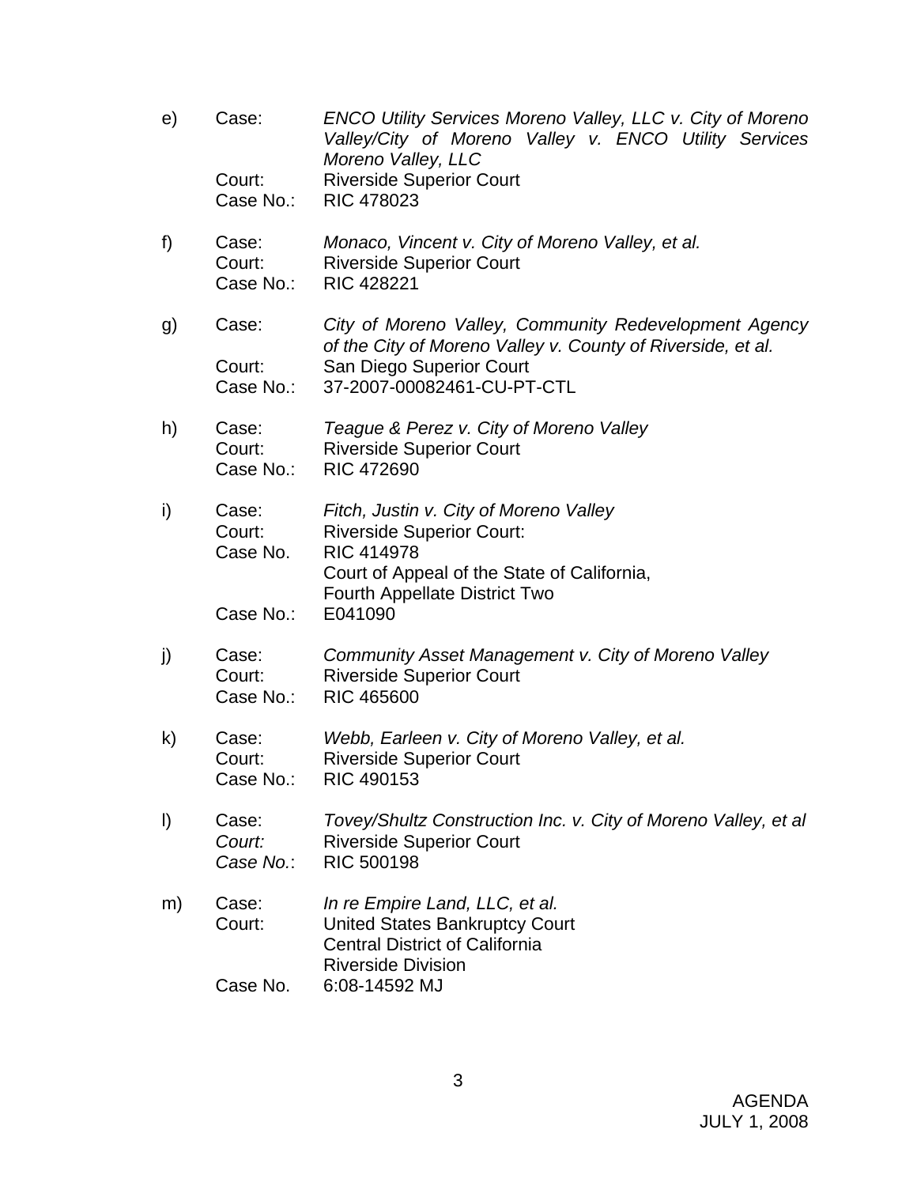e) Case: *ENCO Utility Services Moreno Valley, LLC v. City of Moreno Valley/City of Moreno Valley v. ENCO Utility Services Moreno Valley, LLC*
   Court: Riverside Superior Court
   Case No.: RIC 478023

f) Case: *Monaco, Vincent v. City of Moreno Valley, et al.*
   Court: Riverside Superior Court
   Case No.: RIC 428221

g) Case: *City of Moreno Valley, Community Redevelopment Agency of the City of Moreno Valley v. County of Riverside, et al.*
   Court: San Diego Superior Court
   Case No.: 37-2007-00082461-CU-PT-CTL

h) Case: *Teague & Perez v. City of Moreno Valley*
   Court: Riverside Superior Court
   Case No.: RIC 472690

i) Case: *Fitch, Justin v. City of Moreno Valley*
   Court: Riverside Superior Court:
   Case No. RIC 414978
   Court of Appeal of the State of California, Fourth Appellate District Two
   Case No.: E041090

j) Case: *Community Asset Management v. City of Moreno Valley*
   Court: Riverside Superior Court
   Case No.: RIC 465600

k) Case: *Webb, Earleen v. City of Moreno Valley, et al.*
   Court: Riverside Superior Court
   Case No.: RIC 490153

l) Case: *Tovey/Shultz Construction Inc. v. City of Moreno Valley, et al*
   *Court:* Riverside Superior Court
   *Case No.*: RIC 500198

m) Case: *In re Empire Land, LLC, et al.*
   Court: United States Bankruptcy Court
   Central District of California
   Riverside Division
   Case No. 6:08-14592 MJ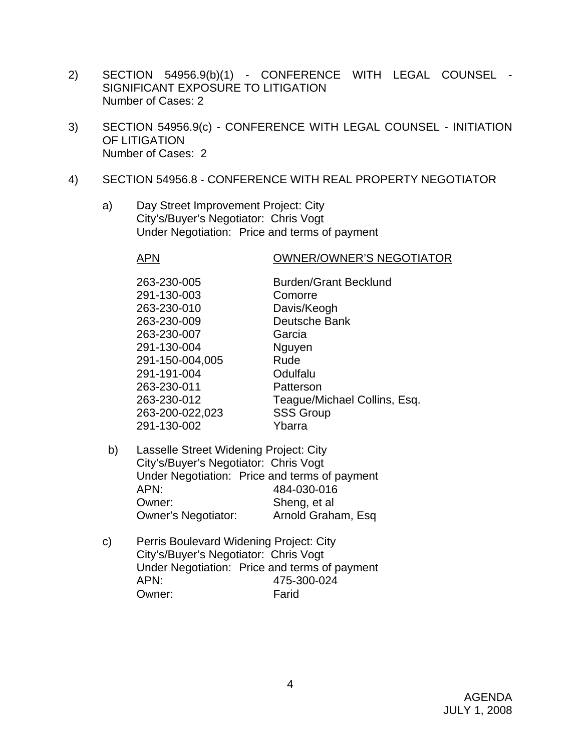2) SECTION 54956.9(b)(1) - CONFERENCE WITH LEGAL COUNSEL - SIGNIFICANT EXPOSURE TO LITIGATION
   Number of Cases: 2

3) SECTION 54956.9(c) - CONFERENCE WITH LEGAL COUNSEL - INITIATION OF LITIGATION
   Number of Cases: 2

4) SECTION 54956.8 - CONFERENCE WITH REAL PROPERTY NEGOTIATOR

   a) Day Street Improvement Project: City
      City's/Buyer's Negotiator: Chris Vogt
      Under Negotiation: Price and terms of payment

| APN | OWNER/OWNER'S NEGOTIATOR |
|---|---|
| 263-230-005 | Burden/Grant Becklund |
| 291-130-003 | Comorre |
| 263-230-010 | Davis/Keogh |
| 263-230-009 | Deutsche Bank |
| 263-230-007 | Garcia |
| 291-130-004 | Nguyen |
| 291-150-004,005 | Rude |
| 291-191-004 | Odulfalu |
| 263-230-011 | Patterson |
| 263-230-012 | Teague/Michael Collins, Esq. |
| 263-200-022,023 | SSS Group |
| 291-130-002 | Ybarra |

   b) Lasselle Street Widening Project: City
      City's/Buyer's Negotiator: Chris Vogt
      Under Negotiation: Price and terms of payment
      APN: 484-030-016
      Owner: Sheng, et al
      Owner's Negotiator: Arnold Graham, Esq

   c) Perris Boulevard Widening Project: City
      City's/Buyer's Negotiator: Chris Vogt
      Under Negotiation: Price and terms of payment
      APN: 475-300-024
      Owner: Farid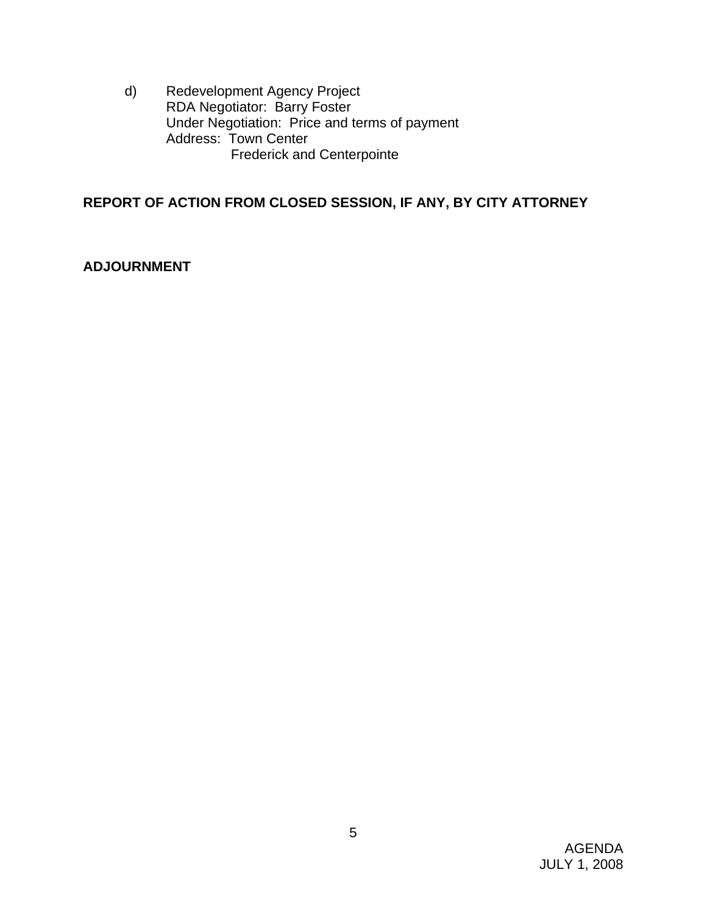d) Redevelopment Agency Project
RDA Negotiator: Barry Foster
Under Negotiation: Price and terms of payment
Address: Town Center
Frederick and Centerpointe

**REPORT OF ACTION FROM CLOSED SESSION, IF ANY, BY CITY ATTORNEY**

**ADJOURNMENT**